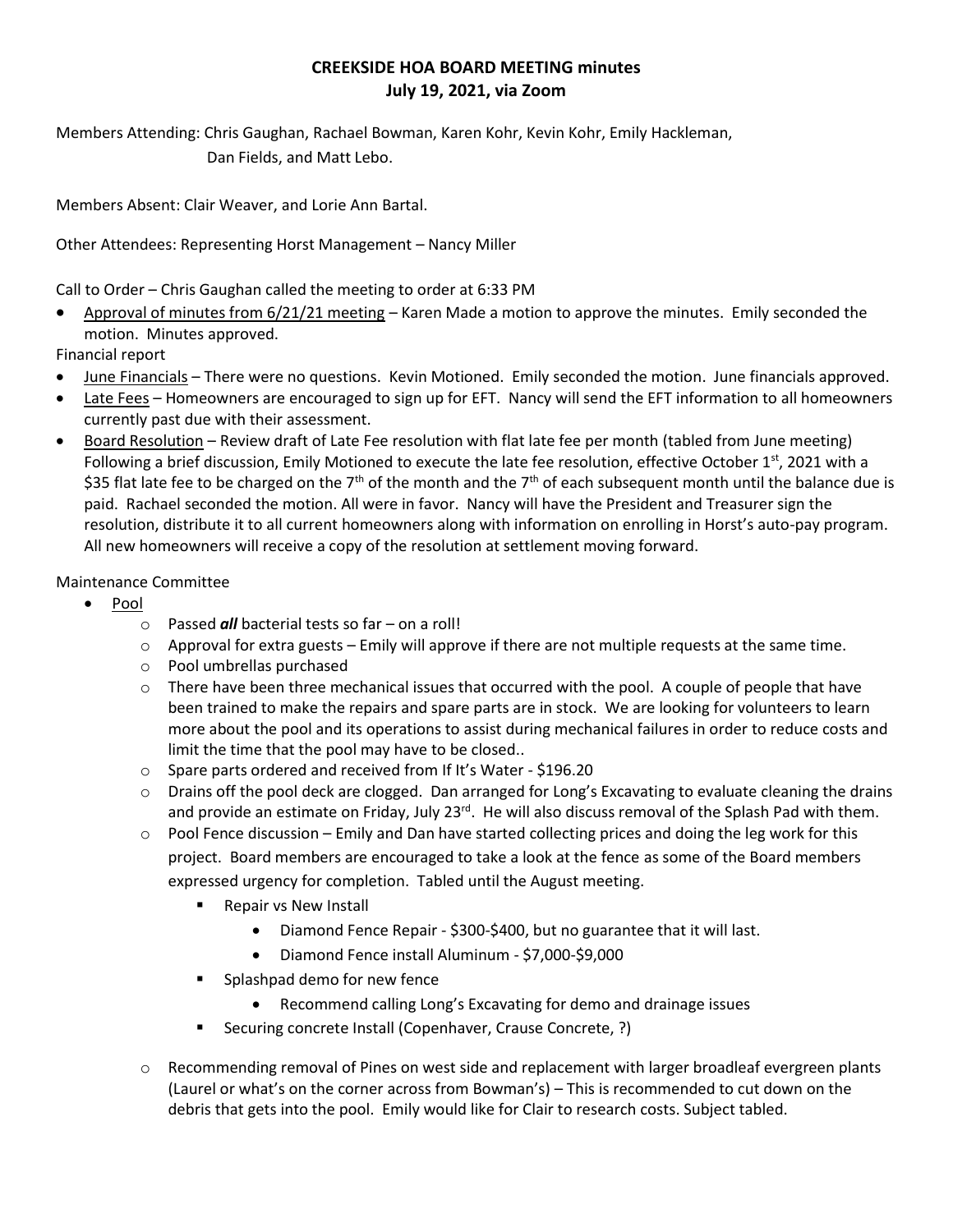# CREEKSIDE HOA BOARD MEETING minutes
## July 19, 2021, via Zoom

Members Attending: Chris Gaughan, Rachael Bowman, Karen Kohr, Kevin Kohr, Emily Hackleman, Dan Fields, and Matt Lebo.

Members Absent: Clair Weaver, and Lorie Ann Bartal.

Other Attendees: Representing Horst Management – Nancy Miller

Call to Order – Chris Gaughan called the meeting to order at 6:33 PM

- Approval of minutes from 6/21/21 meeting – Karen Made a motion to approve the minutes. Emily seconded the motion. Minutes approved.

Financial report

- June Financials – There were no questions. Kevin Motioned. Emily seconded the motion. June financials approved.
- Late Fees – Homeowners are encouraged to sign up for EFT. Nancy will send the EFT information to all homeowners currently past due with their assessment.
- Board Resolution – Review draft of Late Fee resolution with flat late fee per month (tabled from June meeting) Following a brief discussion, Emily Motioned to execute the late fee resolution, effective October 1st, 2021 with a $35 flat late fee to be charged on the 7th of the month and the 7th of each subsequent month until the balance due is paid. Rachael seconded the motion. All were in favor. Nancy will have the President and Treasurer sign the resolution, distribute it to all current homeowners along with information on enrolling in Horst's auto-pay program. All new homeowners will receive a copy of the resolution at settlement moving forward.

Maintenance Committee

- Pool
  - Passed ***all*** bacterial tests so far – on a roll!
  - Approval for extra guests – Emily will approve if there are not multiple requests at the same time.
  - Pool umbrellas purchased
  - There have been three mechanical issues that occurred with the pool. A couple of people that have been trained to make the repairs and spare parts are in stock. We are looking for volunteers to learn more about the pool and its operations to assist during mechanical failures in order to reduce costs and limit the time that the pool may have to be closed..
  - Spare parts ordered and received from If It's Water - $196.20
  - Drains off the pool deck are clogged. Dan arranged for Long's Excavating to evaluate cleaning the drains and provide an estimate on Friday, July 23rd. He will also discuss removal of the Splash Pad with them.
  - Pool Fence discussion – Emily and Dan have started collecting prices and doing the leg work for this project. Board members are encouraged to take a look at the fence as some of the Board members expressed urgency for completion. Tabled until the August meeting.
    - Repair vs New Install
      - Diamond Fence Repair - $300-$400, but no guarantee that it will last.
      - Diamond Fence install Aluminum - $7,000-$9,000
    - Splashpad demo for new fence
      - Recommend calling Long's Excavating for demo and drainage issues
    - Securing concrete Install (Copenhaver, Crause Concrete, ?)
  - Recommending removal of Pines on west side and replacement with larger broadleaf evergreen plants (Laurel or what's on the corner across from Bowman's) – This is recommended to cut down on the debris that gets into the pool. Emily would like for Clair to research costs. Subject tabled.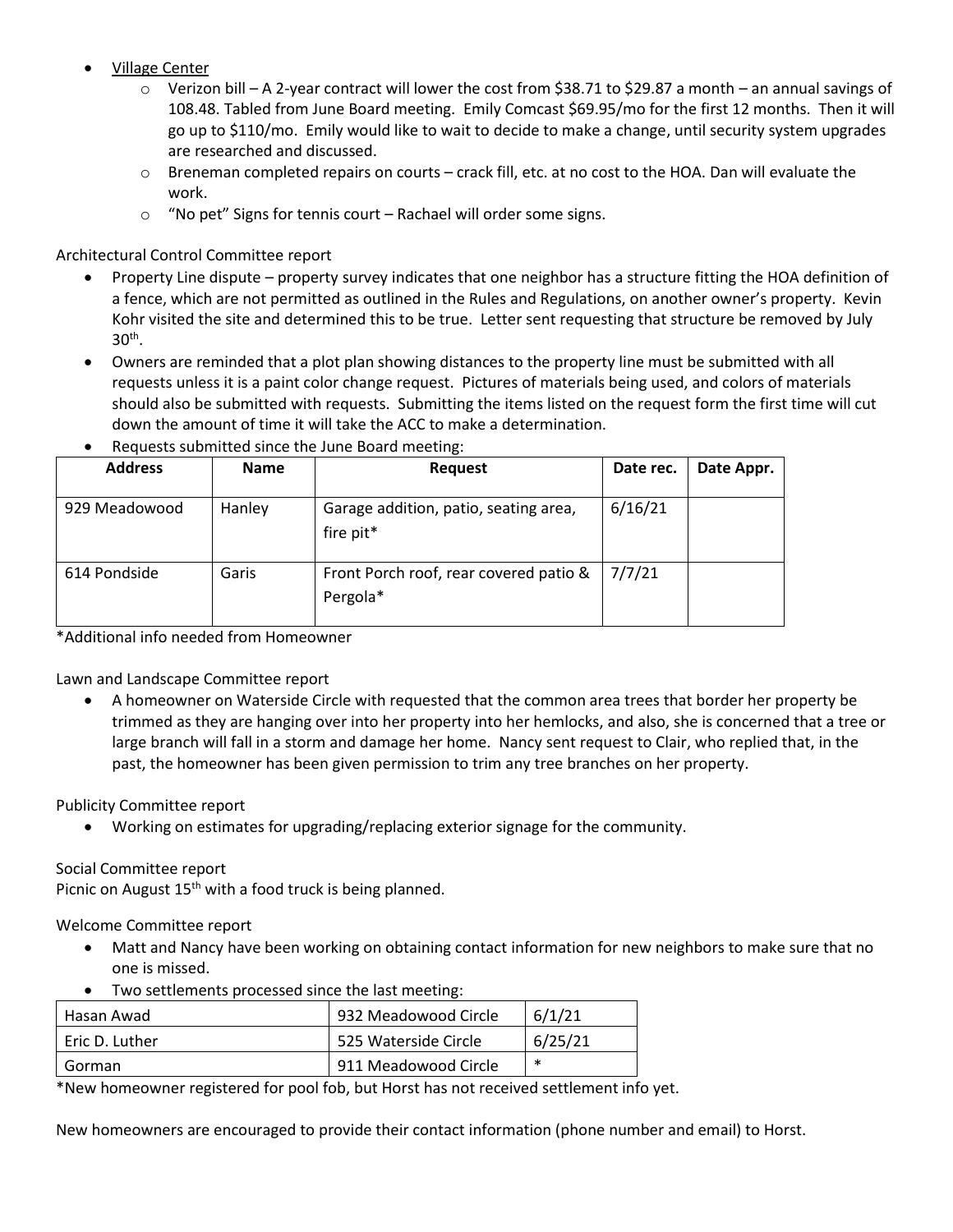- <u>Village Center</u>
    - Verizon bill – A 2-year contract will lower the cost from $38.71 to $29.87 a month – an annual savings of 108.48. Tabled from June Board meeting. Emily Comcast $69.95/mo for the first 12 months. Then it will go up to $110/mo. Emily would like to wait to decide to make a change, until security system upgrades are researched and discussed.
    - Breneman completed repairs on courts – crack fill, etc. at no cost to the HOA. Dan will evaluate the work.
    - "No pet" Signs for tennis court – Rachael will order some signs.

Architectural Control Committee report

- Property Line dispute – property survey indicates that one neighbor has a structure fitting the HOA definition of a fence, which are not permitted as outlined in the Rules and Regulations, on another owner's property. Kevin Kohr visited the site and determined this to be true. Letter sent requesting that structure be removed by July 30th.
- Owners are reminded that a plot plan showing distances to the property line must be submitted with all requests unless it is a paint color change request. Pictures of materials being used, and colors of materials should also be submitted with requests. Submitting the items listed on the request form the first time will cut down the amount of time it will take the ACC to make a determination.
- Requests submitted since the June Board meeting:

| Address | Name | Request | Date rec. | Date Appr. |
|---|---|---|---|---|
| 929 Meadowood | Hanley | Garage addition, patio, seating area, fire pit* | 6/16/21 | |
| 614 Pondside | Garis | Front Porch roof, rear covered patio & Pergola* | 7/7/21 | |

*Additional info needed from Homeowner

Lawn and Landscape Committee report

- A homeowner on Waterside Circle with requested that the common area trees that border her property be trimmed as they are hanging over into her property into her hemlocks, and also, she is concerned that a tree or large branch will fall in a storm and damage her home. Nancy sent request to Clair, who replied that, in the past, the homeowner has been given permission to trim any tree branches on her property.

Publicity Committee report

- Working on estimates for upgrading/replacing exterior signage for the community.

Social Committee report

Picnic on August 15th with a food truck is being planned.

Welcome Committee report

- Matt and Nancy have been working on obtaining contact information for new neighbors to make sure that no one is missed.
- Two settlements processed since the last meeting:

| | | |
|---|---|---|
| Hasan Awad | 932 Meadowood Circle | 6/1/21 |
| Eric D. Luther | 525 Waterside Circle | 6/25/21 |
| Gorman | 911 Meadowood Circle | * |

*New homeowner registered for pool fob, but Horst has not received settlement info yet.

New homeowners are encouraged to provide their contact information (phone number and email) to Horst.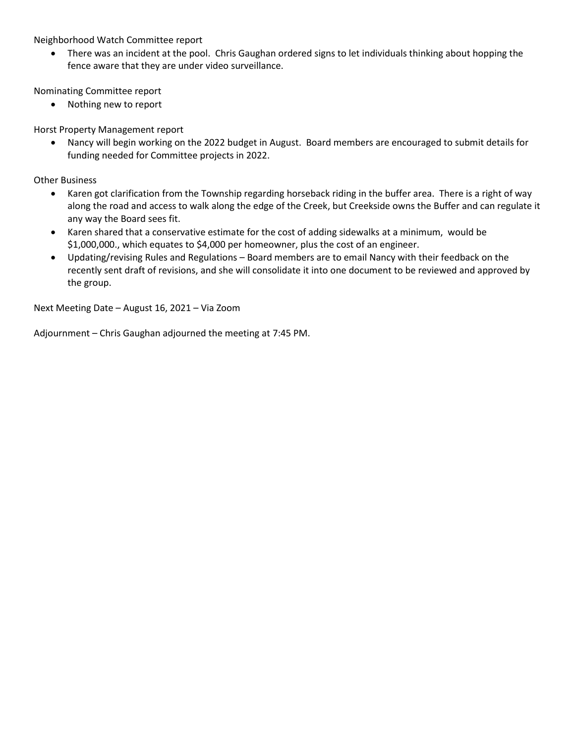Neighborhood Watch Committee report

- There was an incident at the pool. Chris Gaughan ordered signs to let individuals thinking about hopping the fence aware that they are under video surveillance.

Nominating Committee report

- Nothing new to report

Horst Property Management report

- Nancy will begin working on the 2022 budget in August. Board members are encouraged to submit details for funding needed for Committee projects in 2022.

Other Business

- Karen got clarification from the Township regarding horseback riding in the buffer area. There is a right of way along the road and access to walk along the edge of the Creek, but Creekside owns the Buffer and can regulate it any way the Board sees fit.
- Karen shared that a conservative estimate for the cost of adding sidewalks at a minimum, would be $1,000,000., which equates to $4,000 per homeowner, plus the cost of an engineer.
- Updating/revising Rules and Regulations – Board members are to email Nancy with their feedback on the recently sent draft of revisions, and she will consolidate it into one document to be reviewed and approved by the group.

Next Meeting Date – August 16, 2021 – Via Zoom

Adjournment – Chris Gaughan adjourned the meeting at 7:45 PM.